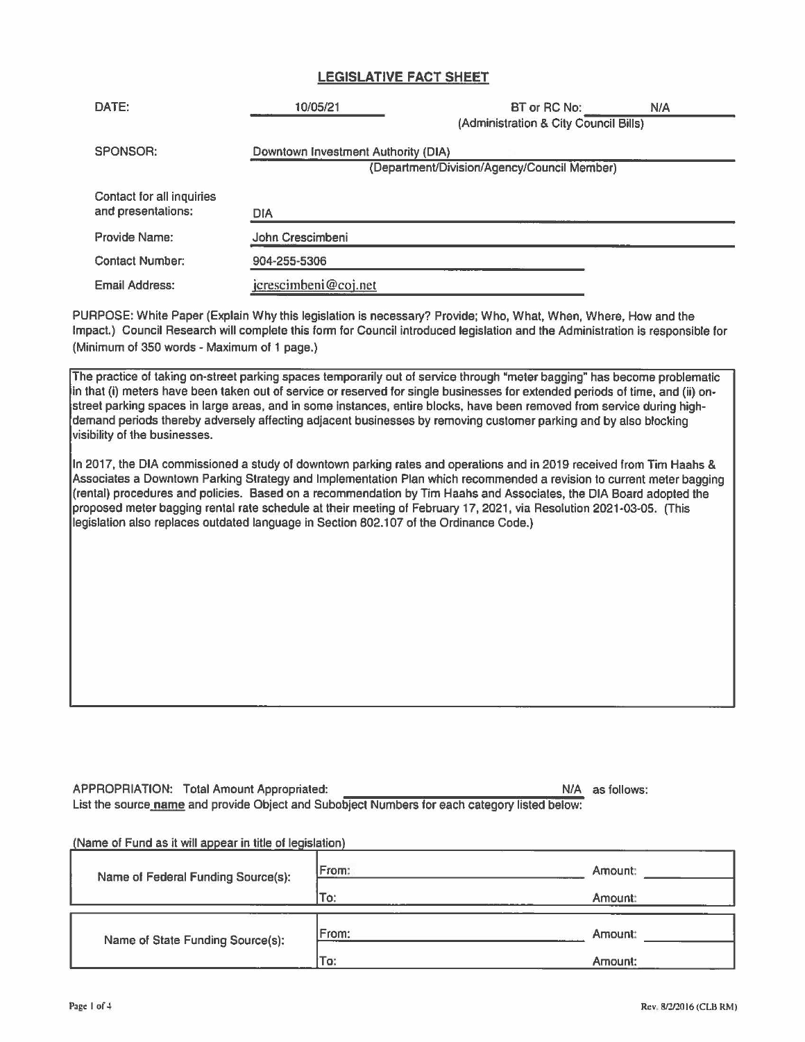## LEGISLATIVE FACT SHEET

| | | | |
|---|---|---|---|
| DATE: | 10/05/21 | BT or RC No: (Administration & City Council Bills) | N/A |
| SPONSOR: | Downtown Investment Authority (DIA) (Department/Division/Agency/Council Member) | | |
| Contact for all inquiries and presentations: | DIA | | |
| Provide Name: | John Crescimbeni | | |
| Contact Number: | 904-255-5306 | | |
| Email Address: | jcrescimbeni@coj.net | | |

PURPOSE: White Paper (Explain Why this legislation is necessary? Provide; Who, What, When, Where, How and the Impact.) Council Research will complete this form for Council introduced legislation and the Administration is responsible for (Minimum of 350 words - Maximum of 1 page.)

The practice of taking on-street parking spaces temporarily out of service through "meter bagging" has become problematic in that (i) meters have been taken out of service or reserved for single businesses for extended periods of time, and (ii) on-street parking spaces in large areas, and in some instances, entire blocks, have been removed from service during high-demand periods thereby adversely affecting adjacent businesses by removing customer parking and by also blocking visibility of the businesses.

In 2017, the DIA commissioned a study of downtown parking rates and operations and in 2019 received from Tim Haahs & Associates a Downtown Parking Strategy and Implementation Plan which recommended a revision to current meter bagging (rental) procedures and policies. Based on a recommendation by Tim Haahs and Associates, the DIA Board adopted the proposed meter bagging rental rate schedule at their meeting of February 17, 2021, via Resolution 2021-03-05. (This legislation also replaces outdated language in Section 802.107 of the Ordinance Code.)

APPROPRIATION: Total Amount Appropriated: N/A as follows:
List the source **name** and provide Object and Subobject Numbers for each category listed below:

(Name of Fund as it will appear in title of legislation)

| | | |
|---|---|---|
| Name of Federal Funding Source(s): | From: | Amount: |
| | To: | Amount: |

| | | |
|---|---|---|
| Name of State Funding Source(s): | From: | Amount: |
| | To: | Amount: |

Rev. 8/2/2016 (CLB RM)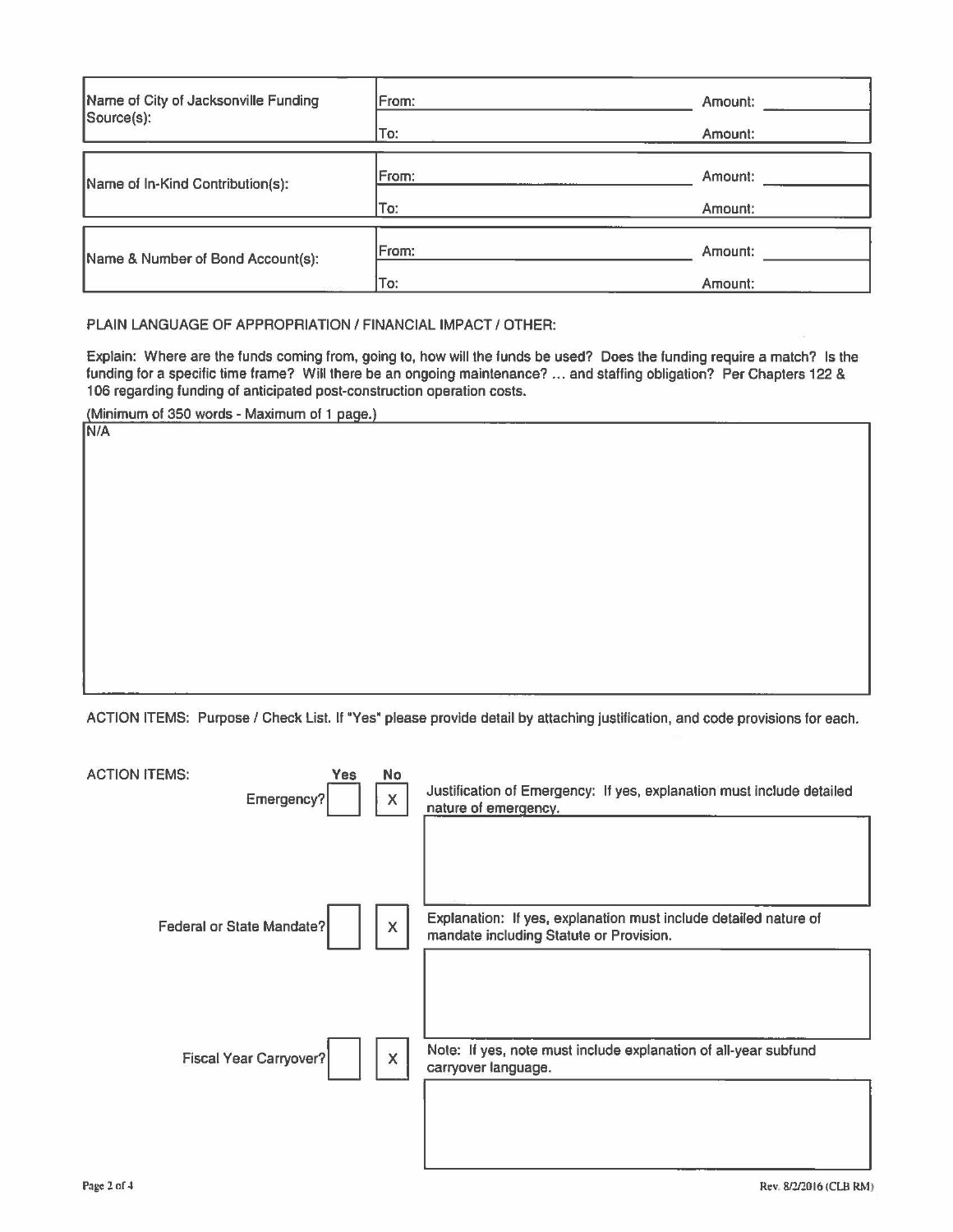| Name of City of Jacksonville Funding Source(s): | From: | Amount: |
| --- | --- | --- |
| | To: | Amount: |

| Name of In-Kind Contribution(s): | From: | Amount: |
| --- | --- | --- |
| | To: | Amount: |

| Name & Number of Bond Account(s): | From: | Amount: |
| --- | --- | --- |
| | To: | Amount: |

PLAIN LANGUAGE OF APPROPRIATION / FINANCIAL IMPACT / OTHER:

Explain: Where are the funds coming from, going to, how will the funds be used? Does the funding require a match? Is the funding for a specific time frame? Will there be an ongoing maintenance? ... and staffing obligation? Per Chapters 122 & 106 regarding funding of anticipated post-construction operation costs.

(Minimum of 350 words - Maximum of 1 page.)

N/A

ACTION ITEMS: Purpose / Check List. If "Yes" please provide detail by attaching justification, and code provisions for each.

| ACTION ITEMS: | Yes | No | |
| --- | --- | --- | --- |
| Emergency? | | X | Justification of Emergency: If yes, explanation must include detailed nature of emergency. |
| Federal or State Mandate? | | X | Explanation: If yes, explanation must include detailed nature of mandate including Statute or Provision. |
| Fiscal Year Carryover? | | X | Note: If yes, note must include explanation of all-year subfund carryover language. |

Rev. 8/2/2016 (CLB RM)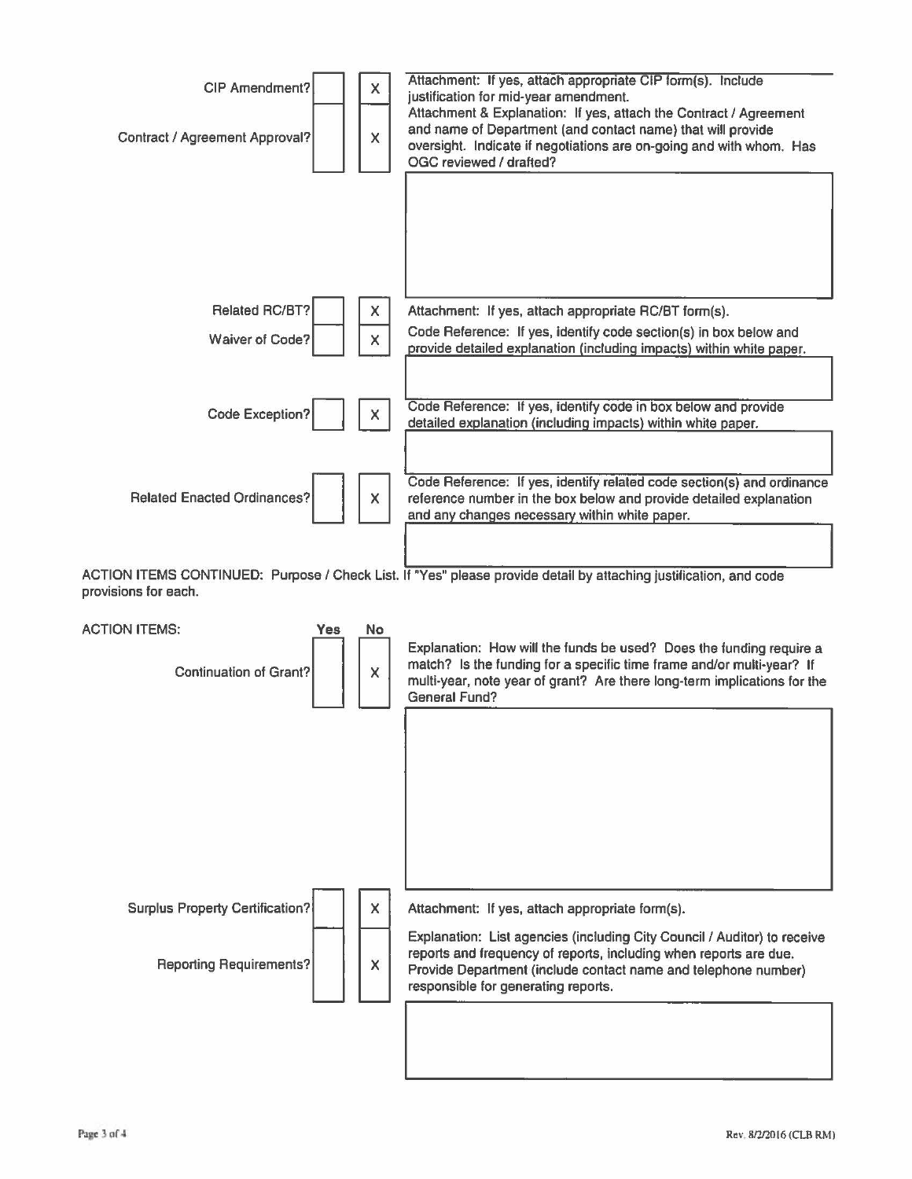| Item | Yes | No | Attachment / Explanation |
|---|---|---|---|
| CIP Amendment? | | X | Attachment: If yes, attach appropriate CIP form(s). Include justification for mid-year amendment. |
| Contract / Agreement Approval? | | X | Attachment & Explanation: If yes, attach the Contract / Agreement and name of Department (and contact name) that will provide oversight. Indicate if negotiations are on-going and with whom. Has OGC reviewed / drafted? |
| Related RC/BT? | | X | Attachment: If yes, attach appropriate RC/BT form(s). |
| Waiver of Code? | | X | Code Reference: If yes, identify code section(s) in box below and provide detailed explanation (including impacts) within white paper. |
| Code Exception? | | X | Code Reference: If yes, identify code in box below and provide detailed explanation (including impacts) within white paper. |
| Related Enacted Ordinances? | | X | Code Reference: If yes, identify related code section(s) and ordinance reference number in the box below and provide detailed explanation and any changes necessary within white paper. |

ACTION ITEMS CONTINUED: Purpose / Check List. If "Yes" please provide detail by attaching justification, and code provisions for each.

| ACTION ITEMS: | Yes | No | Attachment / Explanation |
|---|---|---|---|
| Continuation of Grant? | | X | Explanation: How will the funds be used? Does the funding require a match? Is the funding for a specific time frame and/or multi-year? If multi-year, note year of grant? Are there long-term implications for the General Fund? |
| Surplus Property Certification? | | X | Attachment: If yes, attach appropriate form(s). |
| Reporting Requirements? | | X | Explanation: List agencies (including City Council / Auditor) to receive reports and frequency of reports, including when reports are due. Provide Department (include contact name and telephone number) responsible for generating reports. |

Rev. 8/2/2016 (CLB RM)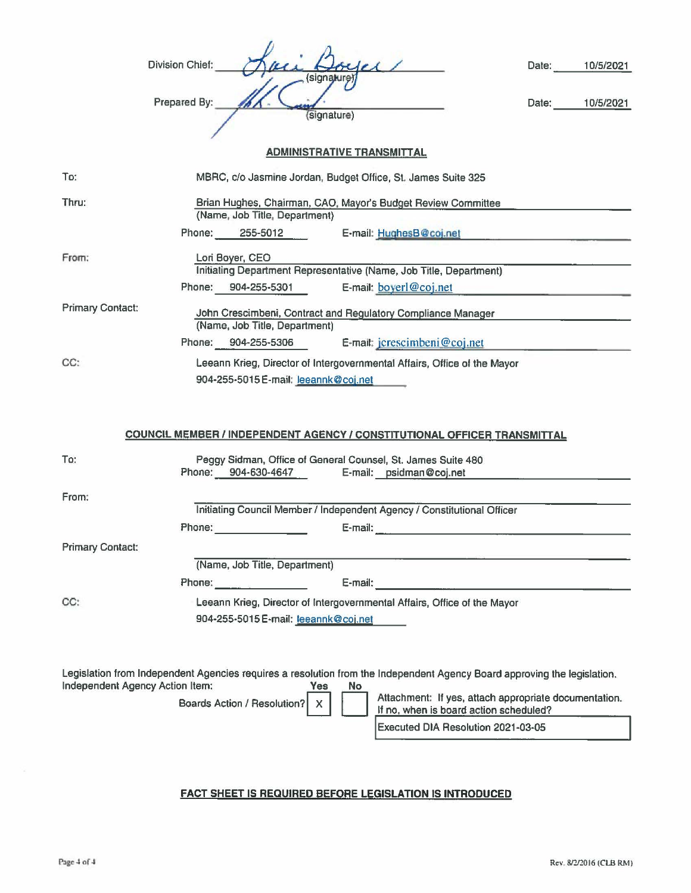Division Chief: Lori Boyer (signature) Date: 10/5/2021

Prepared By: (signature) Date: 10/5/2021

## ADMINISTRATIVE TRANSMITTAL

| | |
|---|---|
| To: | MBRC, c/o Jasmine Jordan, Budget Office, St. James Suite 325 |
| Thru: | Brian Hughes, Chairman, CAO, Mayor's Budget Review Committee<br>(Name, Job Title, Department) |
| | Phone: 255-5012 E-mail: HughesB@coj.net |
| From: | Lori Boyer, CEO<br>Initiating Department Representative (Name, Job Title, Department) |
| | Phone: 904-255-5301 E-mail: boyerl@coj.net |
| Primary Contact: | John Crescimbeni, Contract and Regulatory Compliance Manager<br>(Name, Job Title, Department) |
| | Phone: 904-255-5306 E-mail: jcrescimbeni@coj.net |
| CC: | Leeann Krieg, Director of Intergovernmental Affairs, Office of the Mayor<br>904-255-5015 E-mail: leeannk@coj.net |

## COUNCIL MEMBER / INDEPENDENT AGENCY / CONSTITUTIONAL OFFICER TRANSMITTAL

| | |
|---|---|
| To: | Peggy Sidman, Office of General Counsel, St. James Suite 480<br>Phone: 904-630-4647 E-mail: psidman@coj.net |
| From: | <br>Initiating Council Member / Independent Agency / Constitutional Officer |
| | Phone: E-mail: |
| Primary Contact: | <br>(Name, Job Title, Department) |
| | Phone: E-mail: |
| CC: | Leeann Krieg, Director of Intergovernmental Affairs, Office of the Mayor<br>904-255-5015 E-mail: leeannk@coj.net |

Legislation from Independent Agencies requires a resolution from the Independent Agency Board approving the legislation.

Independent Agency Action Item:

| | Yes | No | |
|---|---|---|---|
| Boards Action / Resolution? | X | | Attachment: If yes, attach appropriate documentation. If no, when is board action scheduled?<br>Executed DIA Resolution 2021-03-05 |

**FACT SHEET IS REQUIRED BEFORE LEGISLATION IS INTRODUCED**

Rev. 8/2/2016 (CLB RM)